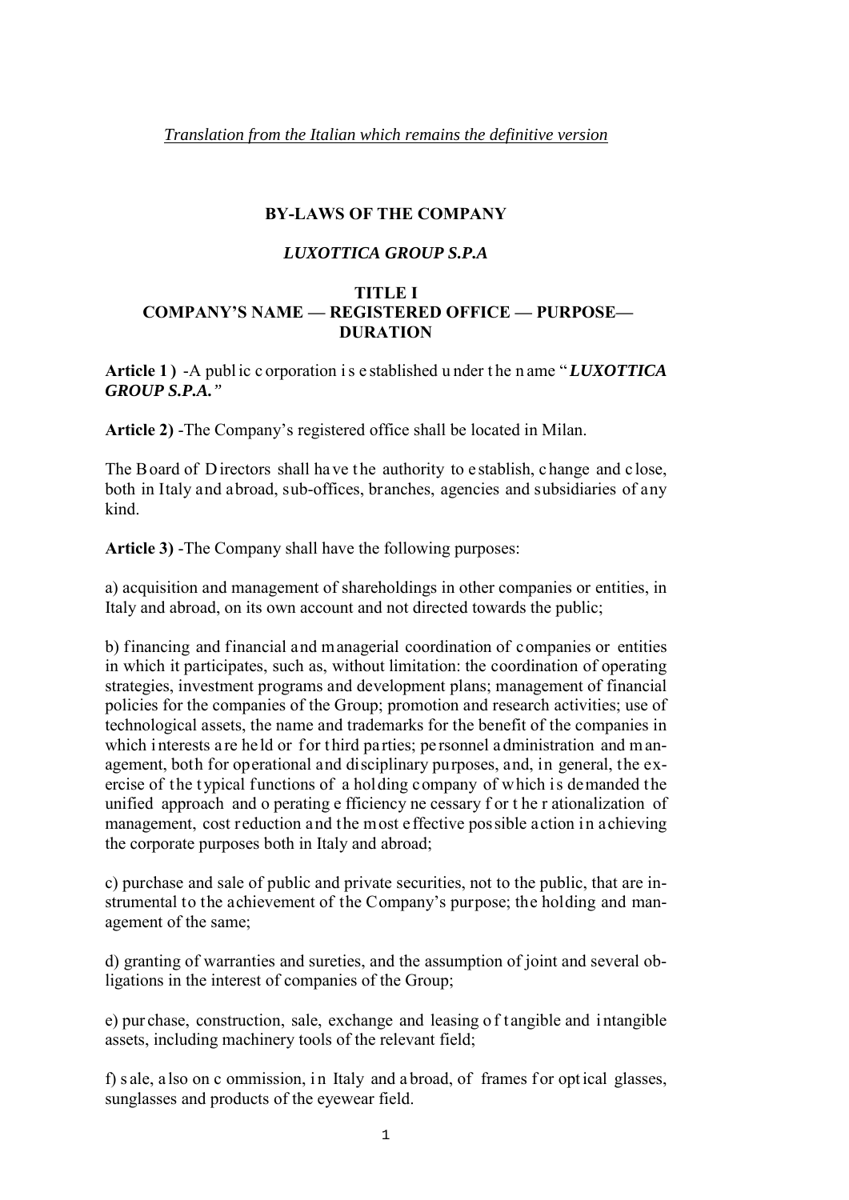*Translation from the Italian which remains the definitive version*

# BY-LAWS OF THE COMPANY

## *LUXOTTICA GROUP S.P.A*

## TITLE I
## COMPANY'S NAME — REGISTERED OFFICE — PURPOSE— DURATION

**Article 1 )** -A public corporation is established under the name "***LUXOTTICA GROUP S.P.A.***"

**Article 2)** -The Company's registered office shall be located in Milan.

The Board of Directors shall have the authority to establish, change and close, both in Italy and abroad, sub-offices, branches, agencies and subsidiaries of any kind.

**Article 3)** -The Company shall have the following purposes:

a) acquisition and management of shareholdings in other companies or entities, in Italy and abroad, on its own account and not directed towards the public;

b) financing and financial and managerial coordination of companies or entities in which it participates, such as, without limitation: the coordination of operating strategies, investment programs and development plans; management of financial policies for the companies of the Group; promotion and research activities; use of technological assets, the name and trademarks for the benefit of the companies in which interests are held or for third parties; personnel administration and management, both for operational and disciplinary purposes, and, in general, the exercise of the typical functions of a holding company of which is demanded the unified approach and operating efficiency necessary for the rationalization of management, cost reduction and the most effective possible action in achieving the corporate purposes both in Italy and abroad;

c) purchase and sale of public and private securities, not to the public, that are instrumental to the achievement of the Company's purpose; the holding and management of the same;

d) granting of warranties and sureties, and the assumption of joint and several obligations in the interest of companies of the Group;

e) purchase, construction, sale, exchange and leasing of tangible and intangible assets, including machinery tools of the relevant field;

f) sale, also on commission, in Italy and abroad, of frames for optical glasses, sunglasses and products of the eyewear field.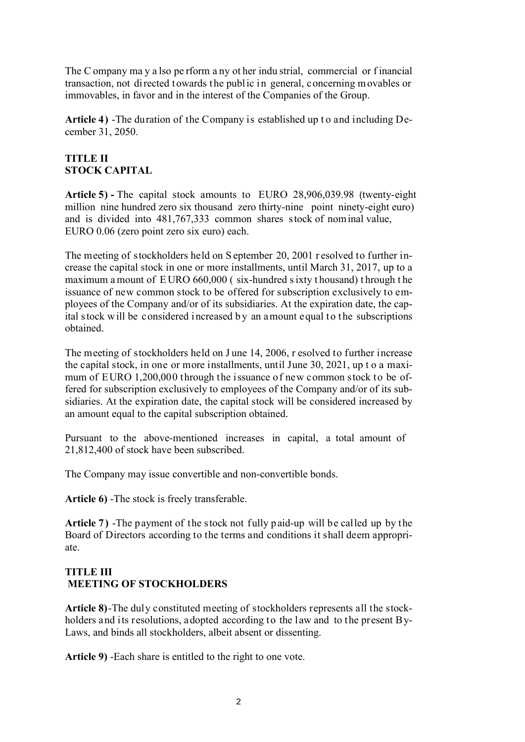The Company may also perform any other industrial, commercial or financial transaction, not directed towards the public in general, concerning movables or immovables, in favor and in the interest of the Companies of the Group.

**Article 4)** -The duration of the Company is established up to and including December 31, 2050.

## TITLE II
## STOCK CAPITAL

**Article 5) -** The capital stock amounts to EURO 28,906,039.98 (twenty-eight million nine hundred zero six thousand zero thirty-nine point ninety-eight euro) and is divided into 481,767,333 common shares stock of nominal value, EURO 0.06 (zero point zero six euro) each.

The meeting of stockholders held on September 20, 2001 resolved to further increase the capital stock in one or more installments, until March 31, 2017, up to a maximum amount of EURO 660,000 ( six-hundred sixty thousand) through the issuance of new common stock to be offered for subscription exclusively to employees of the Company and/or of its subsidiaries. At the expiration date, the capital stock will be considered increased by an amount equal to the subscriptions obtained.

The meeting of stockholders held on June 14, 2006, resolved to further increase the capital stock, in one or more installments, until June 30, 2021, up to a maximum of EURO 1,200,000 through the issuance of new common stock to be offered for subscription exclusively to employees of the Company and/or of its subsidiaries. At the expiration date, the capital stock will be considered increased by an amount equal to the capital subscription obtained.

Pursuant to the above-mentioned increases in capital, a total amount of 21,812,400 of stock have been subscribed.

The Company may issue convertible and non-convertible bonds.

**Article 6)** -The stock is freely transferable.

**Article 7)** -The payment of the stock not fully paid-up will be called up by the Board of Directors according to the terms and conditions it shall deem appropriate.

## TITLE III
## MEETING OF STOCKHOLDERS

**Article 8)**-The duly constituted meeting of stockholders represents all the stockholders and its resolutions, adopted according to the law and to the present By-Laws, and binds all stockholders, albeit absent or dissenting.

**Article 9)** -Each share is entitled to the right to one vote.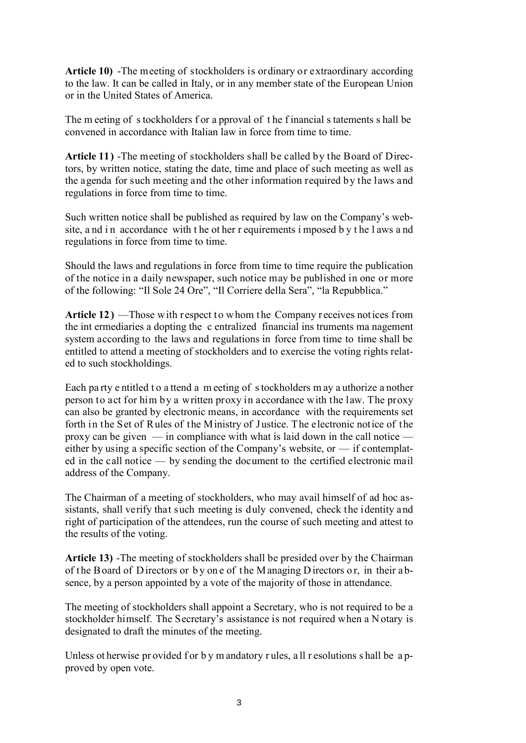**Article 10)** -The meeting of stockholders is ordinary or extraordinary according to the law. It can be called in Italy, or in any member state of the European Union or in the United States of America.

The meeting of stockholders for approval of the financial statements shall be convened in accordance with Italian law in force from time to time.

**Article 11)** -The meeting of stockholders shall be called by the Board of Directors, by written notice, stating the date, time and place of such meeting as well as the agenda for such meeting and the other information required by the laws and regulations in force from time to time.

Such written notice shall be published as required by law on the Company's website, and in accordance with the other requirements imposed by the laws and regulations in force from time to time.

Should the laws and regulations in force from time to time require the publication of the notice in a daily newspaper, such notice may be published in one or more of the following: "Il Sole 24 Ore", "Il Corriere della Sera", "la Repubblica."

**Article 12)** —Those with respect to whom the Company receives notices from the intermediaries adopting the centralized financial instruments management system according to the laws and regulations in force from time to time shall be entitled to attend a meeting of stockholders and to exercise the voting rights related to such stockholdings.

Each party entitled to attend a meeting of stockholders may authorize another person to act for him by a written proxy in accordance with the law. The proxy can also be granted by electronic means, in accordance with the requirements set forth in the Set of Rules of the Ministry of Justice. The electronic notice of the proxy can be given — in compliance with what is laid down in the call notice — either by using a specific section of the Company's website, or — if contemplated in the call notice — by sending the document to the certified electronic mail address of the Company.

The Chairman of a meeting of stockholders, who may avail himself of ad hoc assistants, shall verify that such meeting is duly convened, check the identity and right of participation of the attendees, run the course of such meeting and attest to the results of the voting.

**Article 13)** -The meeting of stockholders shall be presided over by the Chairman of the Board of Directors or by one of the Managing Directors or, in their absence, by a person appointed by a vote of the majority of those in attendance.

The meeting of stockholders shall appoint a Secretary, who is not required to be a stockholder himself. The Secretary's assistance is not required when a Notary is designated to draft the minutes of the meeting.

Unless otherwise provided for by mandatory rules, all resolutions shall be approved by open vote.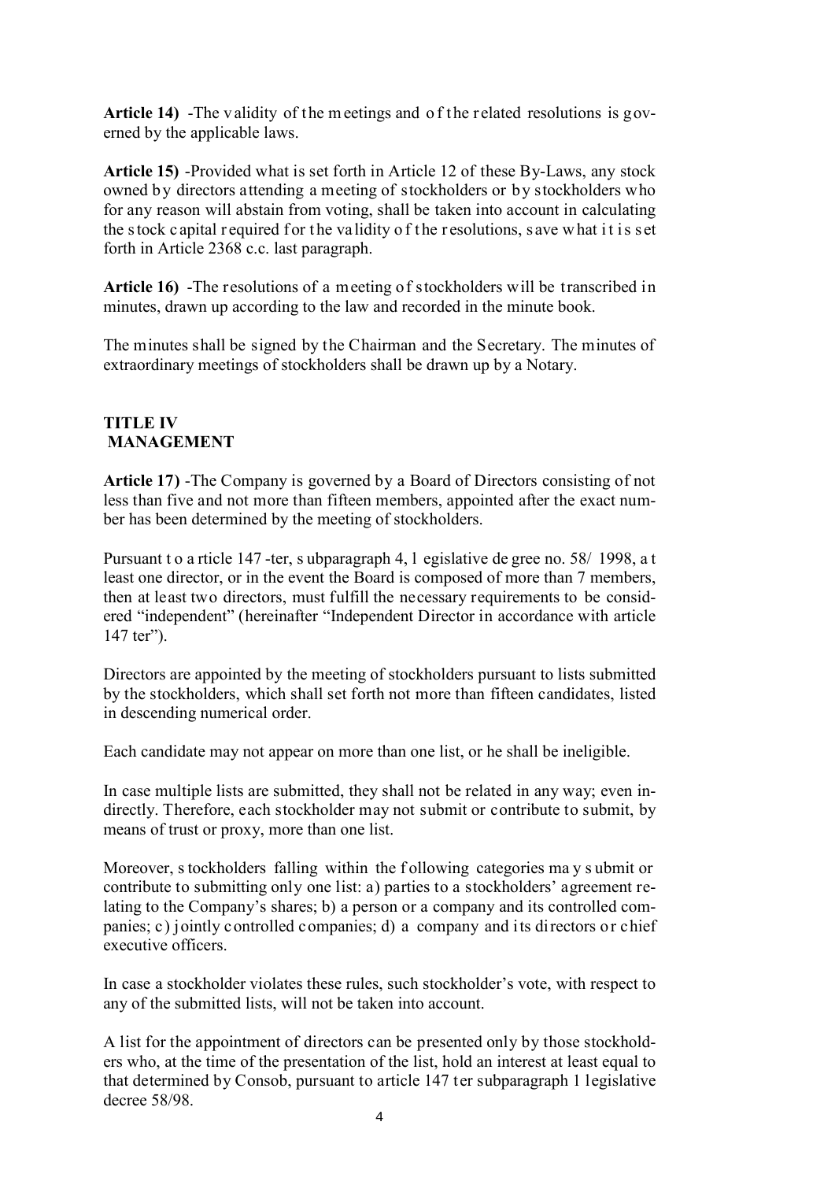**Article 14)** -The validity of the meetings and of the related resolutions is governed by the applicable laws.

**Article 15)** -Provided what is set forth in Article 12 of these By-Laws, any stock owned by directors attending a meeting of stockholders or by stockholders who for any reason will abstain from voting, shall be taken into account in calculating the stock capital required for the validity of the resolutions, save what it is set forth in Article 2368 c.c. last paragraph.

**Article 16)** -The resolutions of a meeting of stockholders will be transcribed in minutes, drawn up according to the law and recorded in the minute book.

The minutes shall be signed by the Chairman and the Secretary. The minutes of extraordinary meetings of stockholders shall be drawn up by a Notary.

## TITLE IV
## MANAGEMENT

**Article 17)** -The Company is governed by a Board of Directors consisting of not less than five and not more than fifteen members, appointed after the exact number has been determined by the meeting of stockholders.

Pursuant to article 147-ter, subparagraph 4, legislative degree no. 58/ 1998, at least one director, or in the event the Board is composed of more than 7 members, then at least two directors, must fulfill the necessary requirements to be considered "independent" (hereinafter "Independent Director in accordance with article 147 ter").

Directors are appointed by the meeting of stockholders pursuant to lists submitted by the stockholders, which shall set forth not more than fifteen candidates, listed in descending numerical order.

Each candidate may not appear on more than one list, or he shall be ineligible.

In case multiple lists are submitted, they shall not be related in any way; even indirectly. Therefore, each stockholder may not submit or contribute to submit, by means of trust or proxy, more than one list.

Moreover, stockholders falling within the following categories may submit or contribute to submitting only one list: a) parties to a stockholders' agreement relating to the Company's shares; b) a person or a company and its controlled companies; c) jointly controlled companies; d) a company and its directors or chief executive officers.

In case a stockholder violates these rules, such stockholder's vote, with respect to any of the submitted lists, will not be taken into account.

A list for the appointment of directors can be presented only by those stockholders who, at the time of the presentation of the list, hold an interest at least equal to that determined by Consob, pursuant to article 147 ter subparagraph 1 legislative decree 58/98.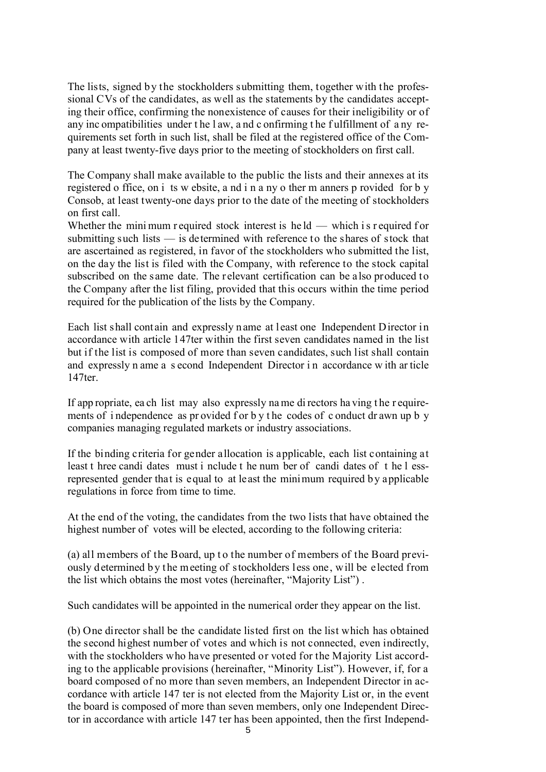The lists, signed by the stockholders submitting them, together with the professional CVs of the candidates, as well as the statements by the candidates accepting their office, confirming the nonexistence of causes for their ineligibility or of any incompatibilities under the law, and confirming the fulfillment of any requirements set forth in such list, shall be filed at the registered office of the Company at least twenty-five days prior to the meeting of stockholders on first call.

The Company shall make available to the public the lists and their annexes at its registered office, on its website, and in any other manners provided for by Consob, at least twenty-one days prior to the date of the meeting of stockholders on first call.

Whether the minimum required stock interest is held — which is required for submitting such lists — is determined with reference to the shares of stock that are ascertained as registered, in favor of the stockholders who submitted the list, on the day the list is filed with the Company, with reference to the stock capital subscribed on the same date. The relevant certification can be also produced to the Company after the list filing, provided that this occurs within the time period required for the publication of the lists by the Company.

Each list shall contain and expressly name at least one Independent Director in accordance with article 147ter within the first seven candidates named in the list but if the list is composed of more than seven candidates, such list shall contain and expressly name a second Independent Director in accordance with article 147ter.

If appropriate, each list may also expressly name directors having the requirements of independence as provided for by the codes of conduct drawn up by companies managing regulated markets or industry associations.

If the binding criteria for gender allocation is applicable, each list containing at least three candidates must include the number of candidates of the less-represented gender that is equal to at least the minimum required by applicable regulations in force from time to time.

At the end of the voting, the candidates from the two lists that have obtained the highest number of votes will be elected, according to the following criteria:

(a) all members of the Board, up to the number of members of the Board previously determined by the meeting of stockholders less one, will be elected from the list which obtains the most votes (hereinafter, "Majority List") .

Such candidates will be appointed in the numerical order they appear on the list.

(b) One director shall be the candidate listed first on the list which has obtained the second highest number of votes and which is not connected, even indirectly, with the stockholders who have presented or voted for the Majority List according to the applicable provisions (hereinafter, "Minority List"). However, if, for a board composed of no more than seven members, an Independent Director in accordance with article 147 ter is not elected from the Majority List or, in the event the board is composed of more than seven members, only one Independent Director in accordance with article 147 ter has been appointed, then the first Independ-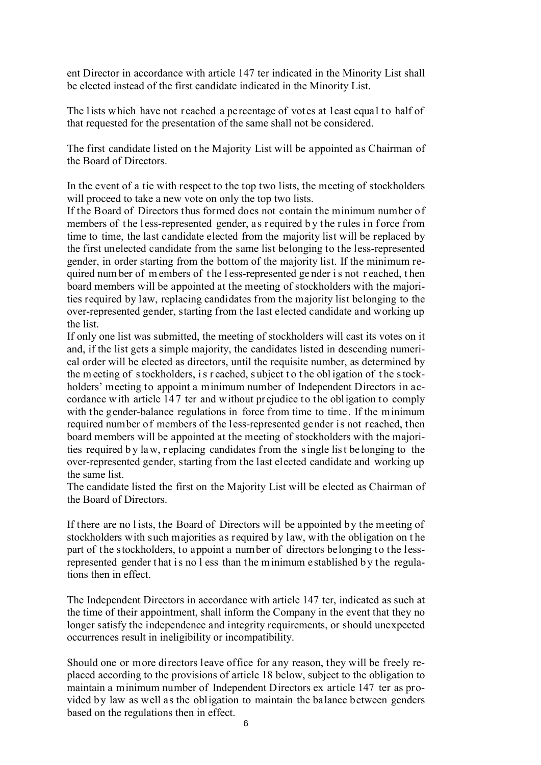ent Director in accordance with article 147 ter indicated in the Minority List shall be elected instead of the first candidate indicated in the Minority List.

The lists which have not reached a percentage of votes at least equal to half of that requested for the presentation of the same shall not be considered.

The first candidate listed on the Majority List will be appointed as Chairman of the Board of Directors.

In the event of a tie with respect to the top two lists, the meeting of stockholders will proceed to take a new vote on only the top two lists.

If the Board of Directors thus formed does not contain the minimum number of members of the less-represented gender, as required by the rules in force from time to time, the last candidate elected from the majority list will be replaced by the first unelected candidate from the same list belonging to the less-represented gender, in order starting from the bottom of the majority list. If the minimum required number of members of the less-represented gender is not reached, then board members will be appointed at the meeting of stockholders with the majorities required by law, replacing candidates from the majority list belonging to the over-represented gender, starting from the last elected candidate and working up the list.

If only one list was submitted, the meeting of stockholders will cast its votes on it and, if the list gets a simple majority, the candidates listed in descending numerical order will be elected as directors, until the requisite number, as determined by the meeting of stockholders, is reached, subject to the obligation of the stockholders' meeting to appoint a minimum number of Independent Directors in accordance with article 147 ter and without prejudice to the obligation to comply with the gender-balance regulations in force from time to time. If the minimum required number of members of the less-represented gender is not reached, then board members will be appointed at the meeting of stockholders with the majorities required by law, replacing candidates from the single list belonging to the over-represented gender, starting from the last elected candidate and working up the same list.

The candidate listed the first on the Majority List will be elected as Chairman of the Board of Directors.

If there are no lists, the Board of Directors will be appointed by the meeting of stockholders with such majorities as required by law, with the obligation on the part of the stockholders, to appoint a number of directors belonging to the less-represented gender that is no less than the minimum established by the regulations then in effect.

The Independent Directors in accordance with article 147 ter, indicated as such at the time of their appointment, shall inform the Company in the event that they no longer satisfy the independence and integrity requirements, or should unexpected occurrences result in ineligibility or incompatibility.

Should one or more directors leave office for any reason, they will be freely replaced according to the provisions of article 18 below, subject to the obligation to maintain a minimum number of Independent Directors ex article 147 ter as provided by law as well as the obligation to maintain the balance between genders based on the regulations then in effect.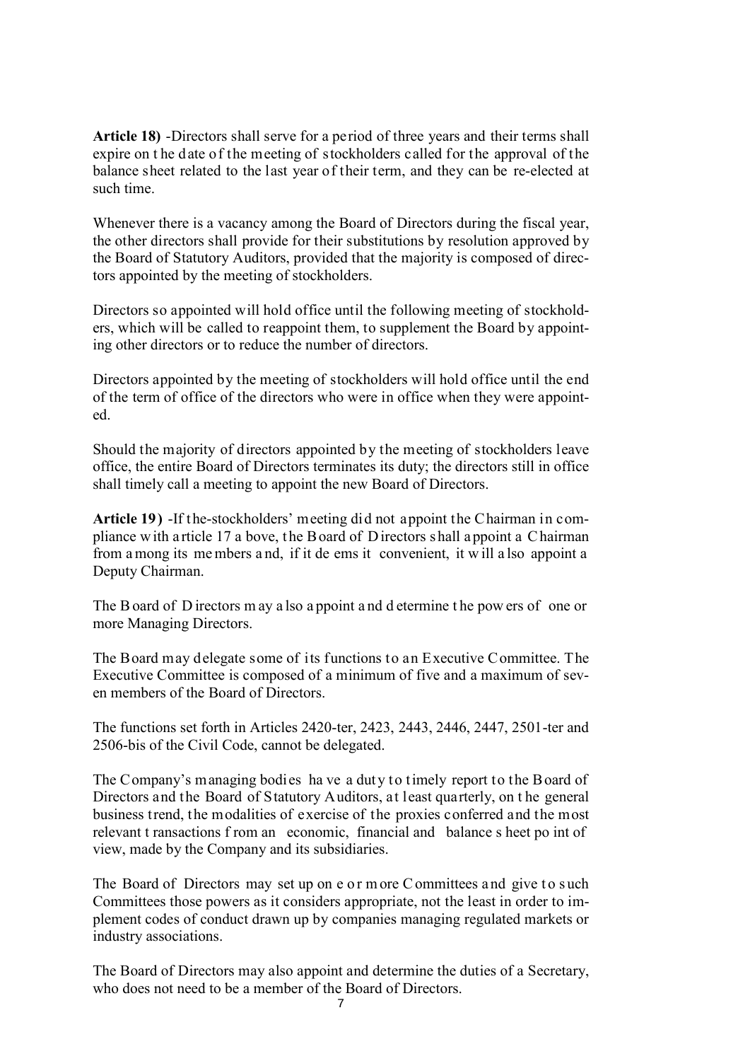**Article 18)** -Directors shall serve for a period of three years and their terms shall expire on the date of the meeting of stockholders called for the approval of the balance sheet related to the last year of their term, and they can be re-elected at such time.

Whenever there is a vacancy among the Board of Directors during the fiscal year, the other directors shall provide for their substitutions by resolution approved by the Board of Statutory Auditors, provided that the majority is composed of directors appointed by the meeting of stockholders.

Directors so appointed will hold office until the following meeting of stockholders, which will be called to reappoint them, to supplement the Board by appointing other directors or to reduce the number of directors.

Directors appointed by the meeting of stockholders will hold office until the end of the term of office of the directors who were in office when they were appointed.

Should the majority of directors appointed by the meeting of stockholders leave office, the entire Board of Directors terminates its duty; the directors still in office shall timely call a meeting to appoint the new Board of Directors.

**Article 19)** -If the-stockholders' meeting did not appoint the Chairman in compliance with article 17 above, the Board of Directors shall appoint a Chairman from among its members and, if it deems it convenient, it will also appoint a Deputy Chairman.

The Board of Directors may also appoint and determine the powers of one or more Managing Directors.

The Board may delegate some of its functions to an Executive Committee. The Executive Committee is composed of a minimum of five and a maximum of seven members of the Board of Directors.

The functions set forth in Articles 2420-ter, 2423, 2443, 2446, 2447, 2501-ter and 2506-bis of the Civil Code, cannot be delegated.

The Company's managing bodies have a duty to timely report to the Board of Directors and the Board of Statutory Auditors, at least quarterly, on the general business trend, the modalities of exercise of the proxies conferred and the most relevant transactions from an economic, financial and balance sheet point of view, made by the Company and its subsidiaries.

The Board of Directors may set up one or more Committees and give to such Committees those powers as it considers appropriate, not the least in order to implement codes of conduct drawn up by companies managing regulated markets or industry associations.

The Board of Directors may also appoint and determine the duties of a Secretary, who does not need to be a member of the Board of Directors.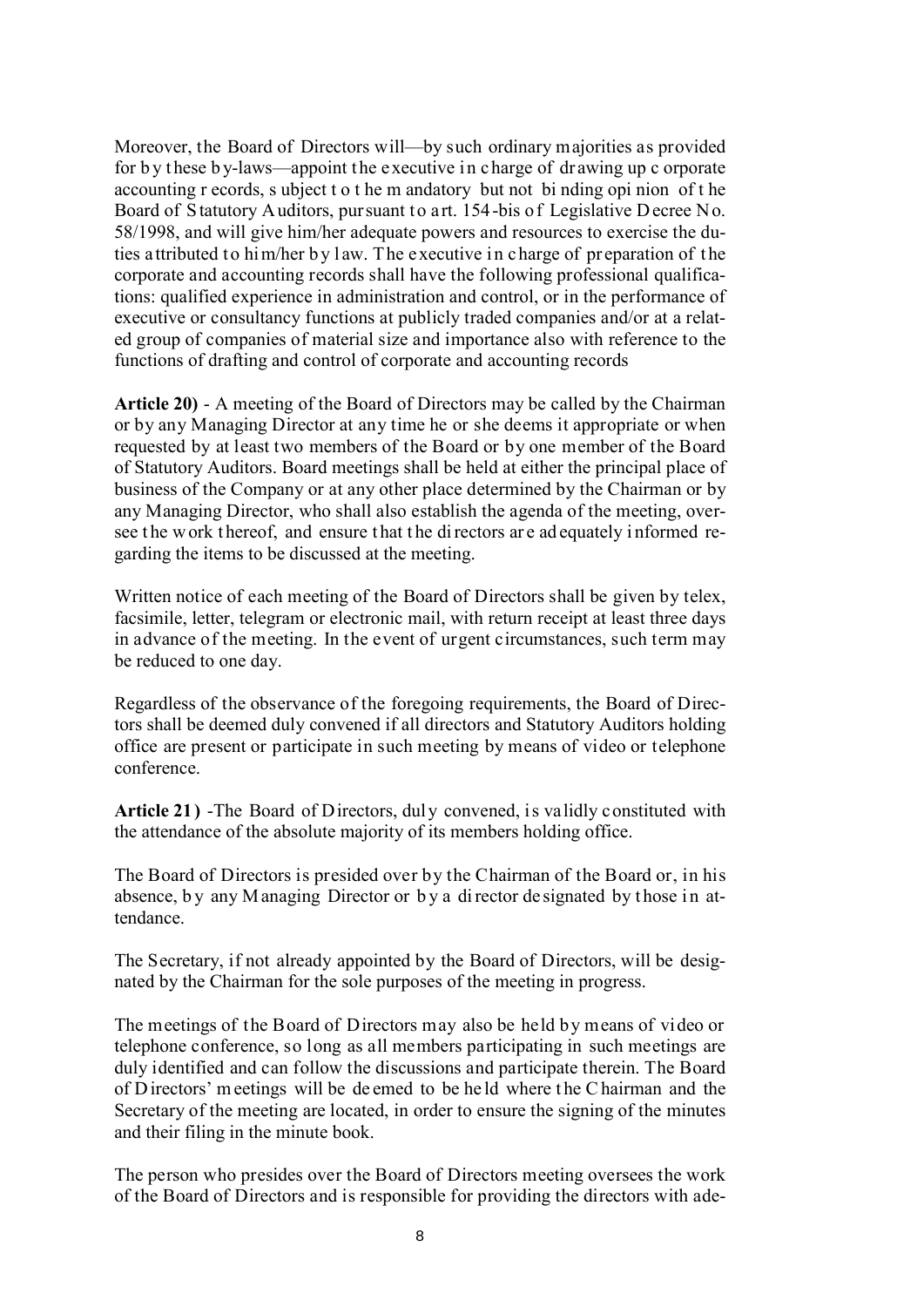Moreover, the Board of Directors will—by such ordinary majorities as provided for by these by-laws—appoint the executive in charge of drawing up corporate accounting records, subject to the mandatory but not binding opinion of the Board of Statutory Auditors, pursuant to art. 154-bis of Legislative Decree No. 58/1998, and will give him/her adequate powers and resources to exercise the duties attributed to him/her by law. The executive in charge of preparation of the corporate and accounting records shall have the following professional qualifications: qualified experience in administration and control, or in the performance of executive or consultancy functions at publicly traded companies and/or at a related group of companies of material size and importance also with reference to the functions of drafting and control of corporate and accounting records

**Article 20)** - A meeting of the Board of Directors may be called by the Chairman or by any Managing Director at any time he or she deems it appropriate or when requested by at least two members of the Board or by one member of the Board of Statutory Auditors. Board meetings shall be held at either the principal place of business of the Company or at any other place determined by the Chairman or by any Managing Director, who shall also establish the agenda of the meeting, oversee the work thereof, and ensure that the directors are adequately informed regarding the items to be discussed at the meeting.

Written notice of each meeting of the Board of Directors shall be given by telex, facsimile, letter, telegram or electronic mail, with return receipt at least three days in advance of the meeting. In the event of urgent circumstances, such term may be reduced to one day.

Regardless of the observance of the foregoing requirements, the Board of Directors shall be deemed duly convened if all directors and Statutory Auditors holding office are present or participate in such meeting by means of video or telephone conference.

**Article 21)** -The Board of Directors, duly convened, is validly constituted with the attendance of the absolute majority of its members holding office.

The Board of Directors is presided over by the Chairman of the Board or, in his absence, by any Managing Director or by a director designated by those in attendance.

The Secretary, if not already appointed by the Board of Directors, will be designated by the Chairman for the sole purposes of the meeting in progress.

The meetings of the Board of Directors may also be held by means of video or telephone conference, so long as all members participating in such meetings are duly identified and can follow the discussions and participate therein. The Board of Directors' meetings will be deemed to be held where the Chairman and the Secretary of the meeting are located, in order to ensure the signing of the minutes and their filing in the minute book.

The person who presides over the Board of Directors meeting oversees the work of the Board of Directors and is responsible for providing the directors with ade-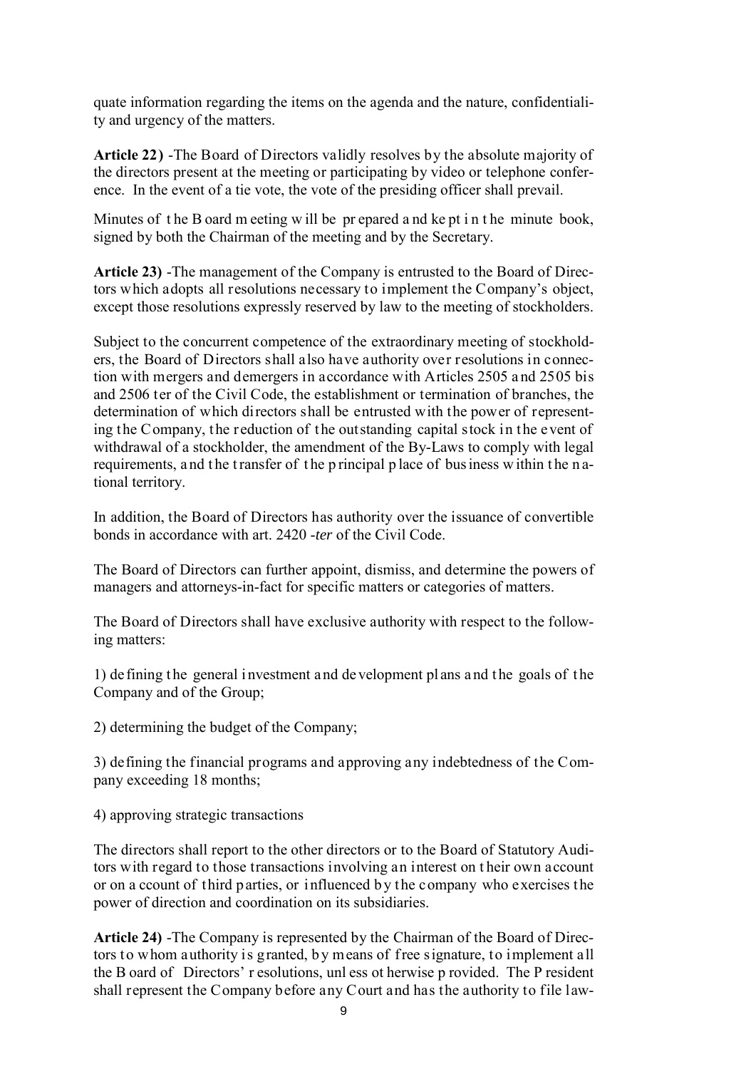quate information regarding the items on the agenda and the nature, confidentiality and urgency of the matters.

**Article 22)** -The Board of Directors validly resolves by the absolute majority of the directors present at the meeting or participating by video or telephone conference. In the event of a tie vote, the vote of the presiding officer shall prevail.

Minutes of the Board meeting will be prepared and kept in the minute book, signed by both the Chairman of the meeting and by the Secretary.

**Article 23)** -The management of the Company is entrusted to the Board of Directors which adopts all resolutions necessary to implement the Company's object, except those resolutions expressly reserved by law to the meeting of stockholders.

Subject to the concurrent competence of the extraordinary meeting of stockholders, the Board of Directors shall also have authority over resolutions in connection with mergers and demergers in accordance with Articles 2505 and 2505 bis and 2506 ter of the Civil Code, the establishment or termination of branches, the determination of which directors shall be entrusted with the power of representing the Company, the reduction of the outstanding capital stock in the event of withdrawal of a stockholder, the amendment of the By-Laws to comply with legal requirements, and the transfer of the principal place of business within the national territory.

In addition, the Board of Directors has authority over the issuance of convertible bonds in accordance with art. 2420 -*ter* of the Civil Code.

The Board of Directors can further appoint, dismiss, and determine the powers of managers and attorneys-in-fact for specific matters or categories of matters.

The Board of Directors shall have exclusive authority with respect to the following matters:

1) defining the general investment and development plans and the goals of the Company and of the Group;

2) determining the budget of the Company;

3) defining the financial programs and approving any indebtedness of the Company exceeding 18 months;

4) approving strategic transactions

The directors shall report to the other directors or to the Board of Statutory Auditors with regard to those transactions involving an interest on their own account or on account of third parties, or influenced by the company who exercises the power of direction and coordination on its subsidiaries.

**Article 24)** -The Company is represented by the Chairman of the Board of Directors to whom authority is granted, by means of free signature, to implement all the Board of Directors' resolutions, unless otherwise provided. The President shall represent the Company before any Court and has the authority to file law-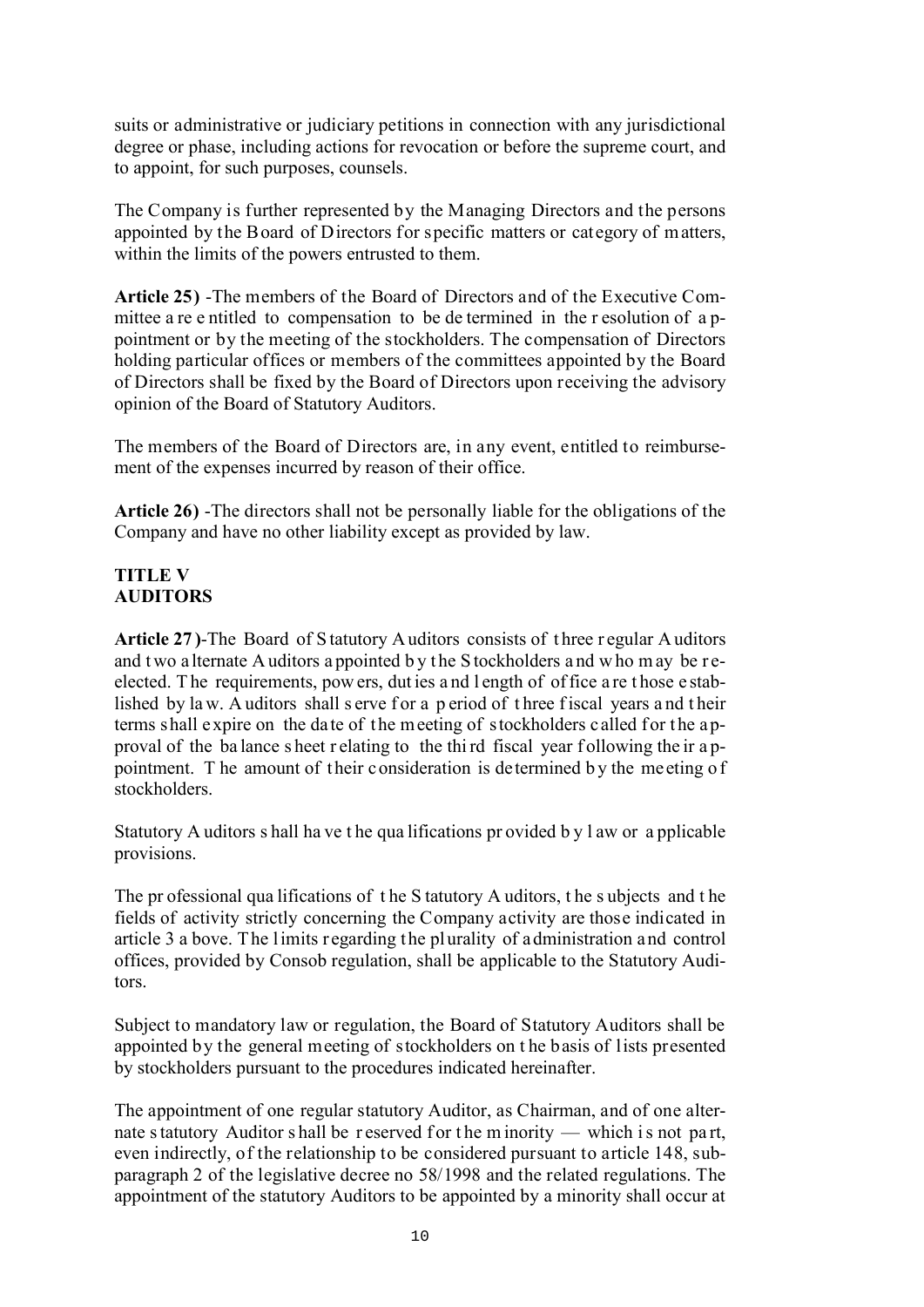suits or administrative or judiciary petitions in connection with any jurisdictional degree or phase, including actions for revocation or before the supreme court, and to appoint, for such purposes, counsels.

The Company is further represented by the Managing Directors and the persons appointed by the Board of Directors for specific matters or category of matters, within the limits of the powers entrusted to them.

**Article 25)** -The members of the Board of Directors and of the Executive Committee are entitled to compensation to be determined in the resolution of appointment or by the meeting of the stockholders. The compensation of Directors holding particular offices or members of the committees appointed by the Board of Directors shall be fixed by the Board of Directors upon receiving the advisory opinion of the Board of Statutory Auditors.

The members of the Board of Directors are, in any event, entitled to reimbursement of the expenses incurred by reason of their office.

**Article 26)** -The directors shall not be personally liable for the obligations of the Company and have no other liability except as provided by law.

## TITLE V
## AUDITORS

**Article 27)**-The Board of Statutory Auditors consists of three regular Auditors and two alternate Auditors appointed by the Stockholders and who may be reelected. The requirements, powers, duties and length of office are those established by law. Auditors shall serve for a period of three fiscal years and their terms shall expire on the date of the meeting of stockholders called for the approval of the balance sheet relating to the third fiscal year following their appointment. The amount of their consideration is determined by the meeting of stockholders.

Statutory Auditors shall have the qualifications provided by law or applicable provisions.

The professional qualifications of the Statutory Auditors, the subjects and the fields of activity strictly concerning the Company activity are those indicated in article 3 above. The limits regarding the plurality of administration and control offices, provided by Consob regulation, shall be applicable to the Statutory Auditors.

Subject to mandatory law or regulation, the Board of Statutory Auditors shall be appointed by the general meeting of stockholders on the basis of lists presented by stockholders pursuant to the procedures indicated hereinafter.

The appointment of one regular statutory Auditor, as Chairman, and of one alternate statutory Auditor shall be reserved for the minority — which is not part, even indirectly, of the relationship to be considered pursuant to article 148, subparagraph 2 of the legislative decree no 58/1998 and the related regulations. The appointment of the statutory Auditors to be appointed by a minority shall occur at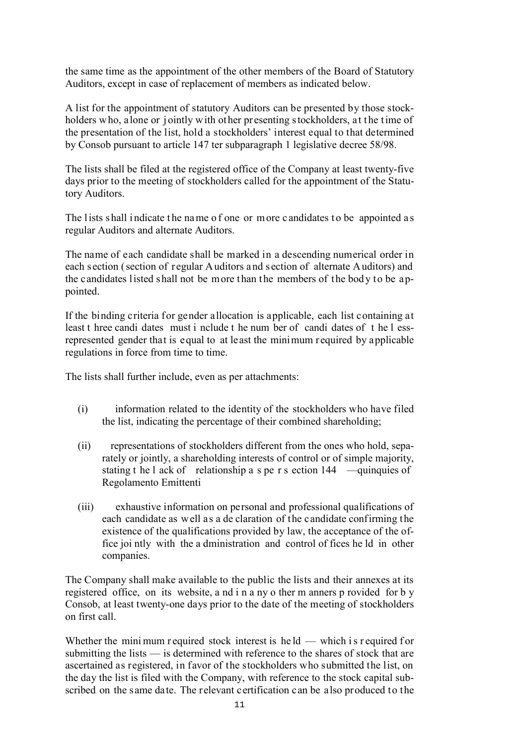the same time as the appointment of the other members of the Board of Statutory Auditors, except in case of replacement of members as indicated below.

A list for the appointment of statutory Auditors can be presented by those stockholders who, alone or jointly with other presenting stockholders, at the time of the presentation of the list, hold a stockholders' interest equal to that determined by Consob pursuant to article 147 ter subparagraph 1 legislative decree 58/98.

The lists shall be filed at the registered office of the Company at least twenty-five days prior to the meeting of stockholders called for the appointment of the Statutory Auditors.

The lists shall indicate the name of one or more candidates to be appointed as regular Auditors and alternate Auditors.

The name of each candidate shall be marked in a descending numerical order in each section (section of regular Auditors and section of alternate Auditors) and the candidates listed shall not be more than the members of the body to be appointed.

If the binding criteria for gender allocation is applicable, each list containing at least three candidates must include the number of candidates of the less-represented gender that is equal to at least the minimum required by applicable regulations in force from time to time.

The lists shall further include, even as per attachments:

(i) information related to the identity of the stockholders who have filed the list, indicating the percentage of their combined shareholding;

(ii) representations of stockholders different from the ones who hold, separately or jointly, a shareholding interests of control or of simple majority, stating the lack of relationship as per section 144 —quinquies of Regolamento Emittenti

(iii) exhaustive information on personal and professional qualifications of each candidate as well as a declaration of the candidate confirming the existence of the qualifications provided by law, the acceptance of the office jointly with the administration and control offices held in other companies.

The Company shall make available to the public the lists and their annexes at its registered office, on its website, and in any other manners provided for by Consob, at least twenty-one days prior to the date of the meeting of stockholders on first call.

Whether the minimum required stock interest is held — which is required for submitting the lists — is determined with reference to the shares of stock that are ascertained as registered, in favor of the stockholders who submitted the list, on the day the list is filed with the Company, with reference to the stock capital subscribed on the same date. The relevant certification can be also produced to the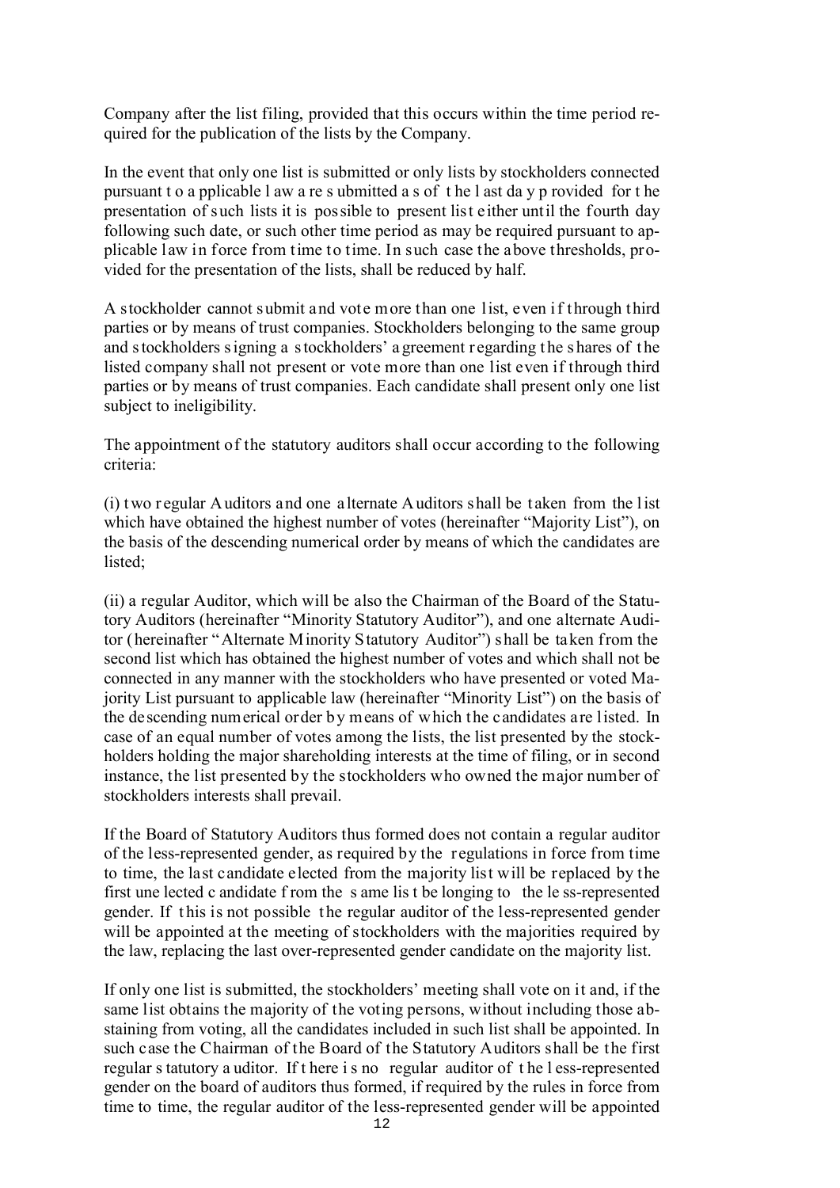Company after the list filing, provided that this occurs within the time period required for the publication of the lists by the Company.

In the event that only one list is submitted or only lists by stockholders connected pursuant to applicable law are submitted as of the last day provided for the presentation of such lists it is possible to present list either until the fourth day following such date, or such other time period as may be required pursuant to applicable law in force from time to time. In such case the above thresholds, provided for the presentation of the lists, shall be reduced by half.

A stockholder cannot submit and vote more than one list, even if through third parties or by means of trust companies. Stockholders belonging to the same group and stockholders signing a stockholders' agreement regarding the shares of the listed company shall not present or vote more than one list even if through third parties or by means of trust companies. Each candidate shall present only one list subject to ineligibility.

The appointment of the statutory auditors shall occur according to the following criteria:

(i) two regular Auditors and one alternate Auditors shall be taken from the list which have obtained the highest number of votes (hereinafter "Majority List"), on the basis of the descending numerical order by means of which the candidates are listed;

(ii) a regular Auditor, which will be also the Chairman of the Board of the Statutory Auditors (hereinafter "Minority Statutory Auditor"), and one alternate Auditor (hereinafter "Alternate Minority Statutory Auditor") shall be taken from the second list which has obtained the highest number of votes and which shall not be connected in any manner with the stockholders who have presented or voted Majority List pursuant to applicable law (hereinafter "Minority List") on the basis of the descending numerical order by means of which the candidates are listed. In case of an equal number of votes among the lists, the list presented by the stockholders holding the major shareholding interests at the time of filing, or in second instance, the list presented by the stockholders who owned the major number of stockholders interests shall prevail.

If the Board of Statutory Auditors thus formed does not contain a regular auditor of the less-represented gender, as required by the regulations in force from time to time, the last candidate elected from the majority list will be replaced by the first unelected candidate from the same list be longing to the less-represented gender. If this is not possible the regular auditor of the less-represented gender will be appointed at the meeting of stockholders with the majorities required by the law, replacing the last over-represented gender candidate on the majority list.

If only one list is submitted, the stockholders' meeting shall vote on it and, if the same list obtains the majority of the voting persons, without including those abstaining from voting, all the candidates included in such list shall be appointed. In such case the Chairman of the Board of the Statutory Auditors shall be the first regular statutory auditor. If there is no regular auditor of the less-represented gender on the board of auditors thus formed, if required by the rules in force from time to time, the regular auditor of the less-represented gender will be appointed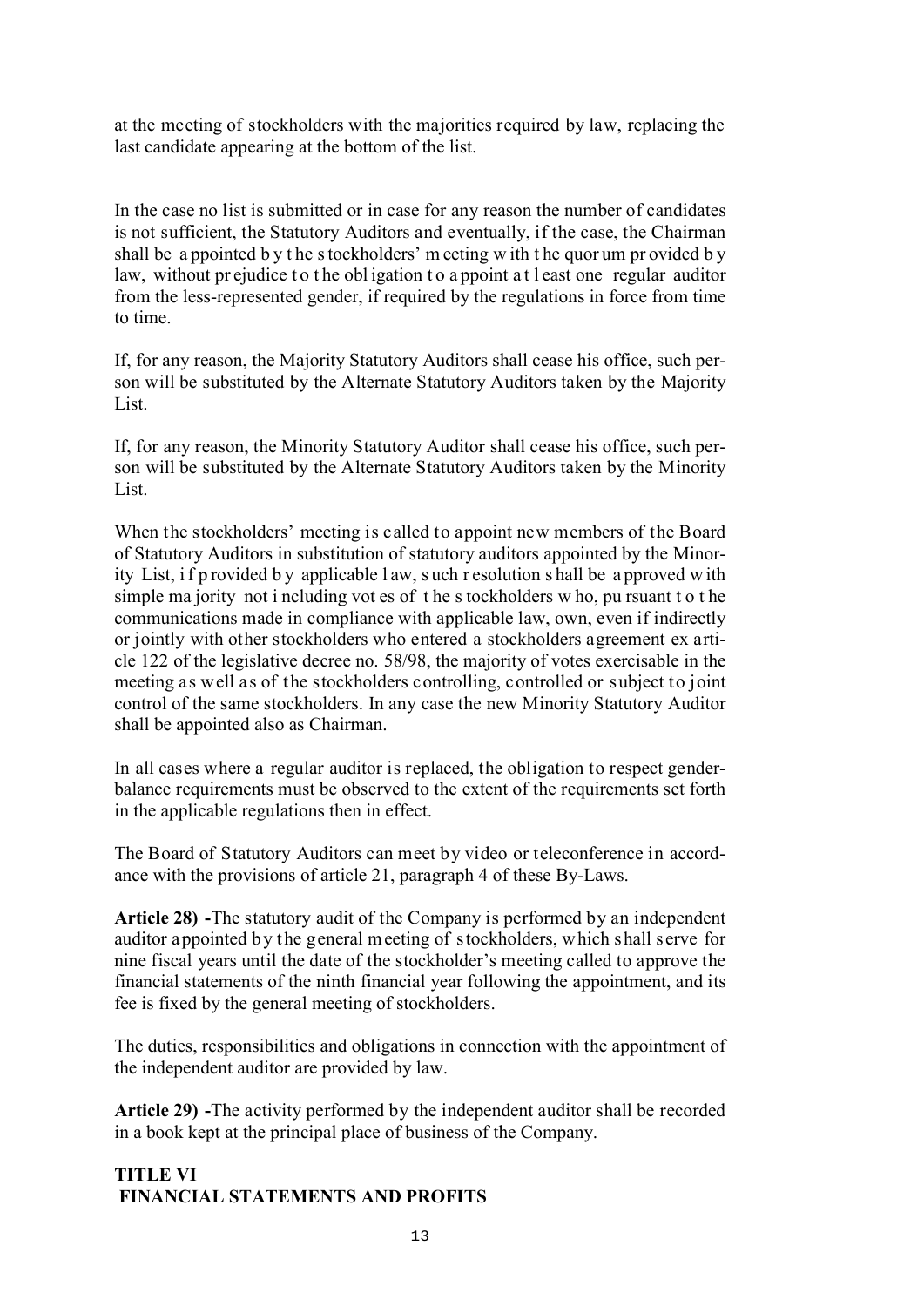at the meeting of stockholders with the majorities required by law, replacing the last candidate appearing at the bottom of the list.

In the case no list is submitted or in case for any reason the number of candidates is not sufficient, the Statutory Auditors and eventually, if the case, the Chairman shall be appointed by the stockholders' meeting with the quorum provided by law, without prejudice to the obligation to appoint at least one regular auditor from the less-represented gender, if required by the regulations in force from time to time.

If, for any reason, the Majority Statutory Auditors shall cease his office, such person will be substituted by the Alternate Statutory Auditors taken by the Majority List.

If, for any reason, the Minority Statutory Auditor shall cease his office, such person will be substituted by the Alternate Statutory Auditors taken by the Minority List.

When the stockholders' meeting is called to appoint new members of the Board of Statutory Auditors in substitution of statutory auditors appointed by the Minority List, if provided by applicable law, such resolution shall be approved with simple majority not including votes of the stockholders who, pursuant to the communications made in compliance with applicable law, own, even if indirectly or jointly with other stockholders who entered a stockholders agreement ex article 122 of the legislative decree no. 58/98, the majority of votes exercisable in the meeting as well as of the stockholders controlling, controlled or subject to joint control of the same stockholders. In any case the new Minority Statutory Auditor shall be appointed also as Chairman.

In all cases where a regular auditor is replaced, the obligation to respect gender-balance requirements must be observed to the extent of the requirements set forth in the applicable regulations then in effect.

The Board of Statutory Auditors can meet by video or teleconference in accordance with the provisions of article 21, paragraph 4 of these By-Laws.

**Article 28) -**The statutory audit of the Company is performed by an independent auditor appointed by the general meeting of stockholders, which shall serve for nine fiscal years until the date of the stockholder's meeting called to approve the financial statements of the ninth financial year following the appointment, and its fee is fixed by the general meeting of stockholders.

The duties, responsibilities and obligations in connection with the appointment of the independent auditor are provided by law.

**Article 29) -**The activity performed by the independent auditor shall be recorded in a book kept at the principal place of business of the Company.

## TITLE VI
## FINANCIAL STATEMENTS AND PROFITS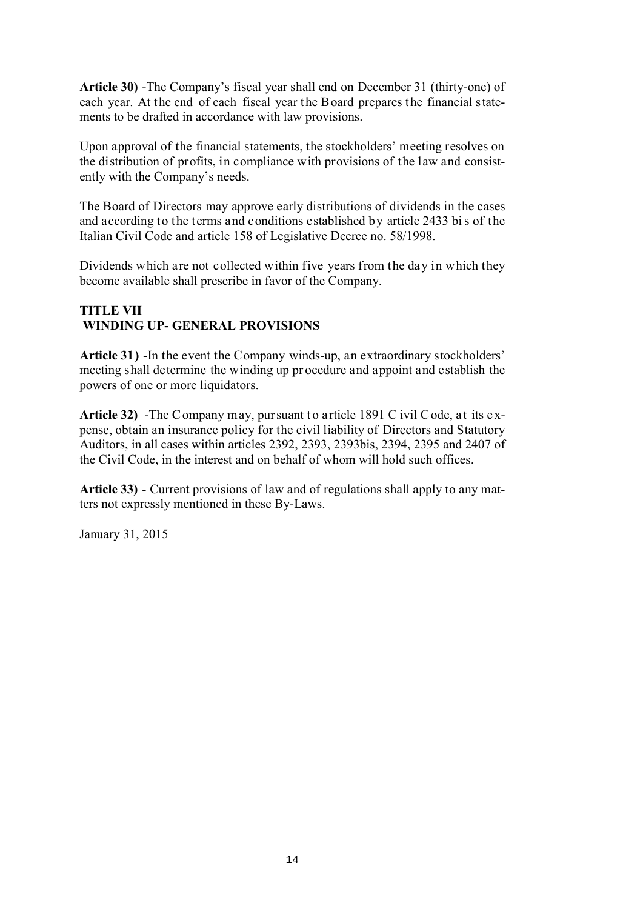**Article 30)** -The Company's fiscal year shall end on December 31 (thirty-one) of each year. At the end of each fiscal year the Board prepares the financial statements to be drafted in accordance with law provisions.

Upon approval of the financial statements, the stockholders' meeting resolves on the distribution of profits, in compliance with provisions of the law and consistently with the Company's needs.

The Board of Directors may approve early distributions of dividends in the cases and according to the terms and conditions established by article 2433 bis of the Italian Civil Code and article 158 of Legislative Decree no. 58/1998.

Dividends which are not collected within five years from the day in which they become available shall prescribe in favor of the Company.

## TITLE VII
## WINDING UP- GENERAL PROVISIONS

**Article 31)** -In the event the Company winds-up, an extraordinary stockholders' meeting shall determine the winding up procedure and appoint and establish the powers of one or more liquidators.

**Article 32)** -The Company may, pursuant to article 1891 Civil Code, at its expense, obtain an insurance policy for the civil liability of Directors and Statutory Auditors, in all cases within articles 2392, 2393, 2393bis, 2394, 2395 and 2407 of the Civil Code, in the interest and on behalf of whom will hold such offices.

**Article 33)** - Current provisions of law and of regulations shall apply to any matters not expressly mentioned in these By-Laws.

January 31, 2015